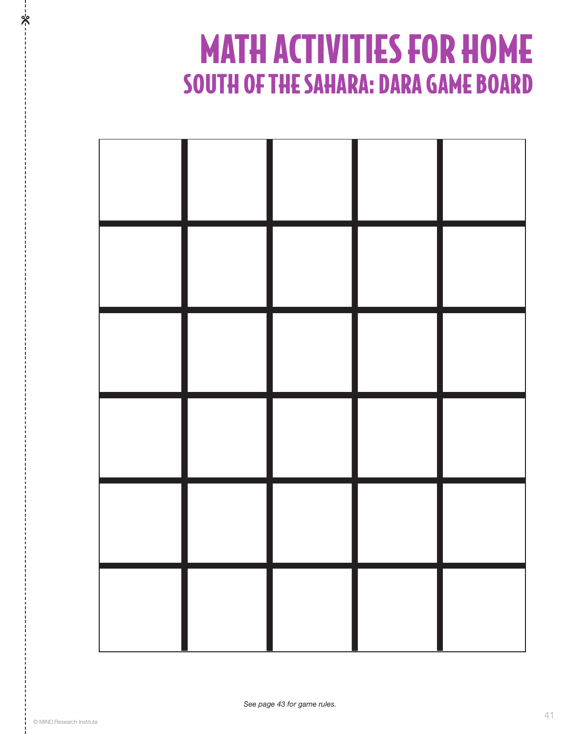# MATH ACTIVITIES FOR HOME

## SOUTH OF THE SAHARA: DARA GAME BOARD

| | | | | |
|---|---|---|---|---|
| | | | | |
| | | | | |
| | | | | |
| | | | | |
| | | | | |

*See page 43 for game rules.*

© MIND Research Institute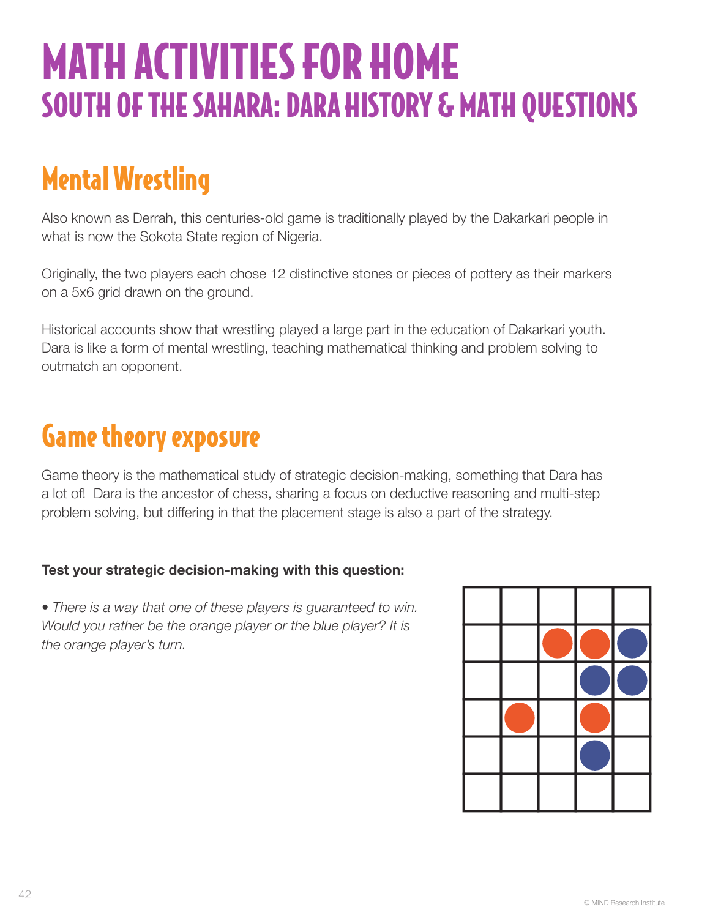# MATH ACTIVITIES FOR HOME

## SOUTH OF THE SAHARA: DARA HISTORY & MATH QUESTIONS

## Mental Wrestling

Also known as Derrah, this centuries-old game is traditionally played by the Dakarkari people in what is now the Sokota State region of Nigeria.

Originally, the two players each chose 12 distinctive stones or pieces of pottery as their markers on a 5x6 grid drawn on the ground.

Historical accounts show that wrestling played a large part in the education of Dakarkari youth. Dara is like a form of mental wrestling, teaching mathematical thinking and problem solving to outmatch an opponent.

## Game theory exposure

Game theory is the mathematical study of strategic decision-making, something that Dara has a lot of! Dara is the ancestor of chess, sharing a focus on deductive reasoning and multi-step problem solving, but differing in that the placement stage is also a part of the strategy.

**Test your strategic decision-making with this question:**

• *There is a way that one of these players is guaranteed to win. Would you rather be the orange player or the blue player? It is the orange player's turn.*

| | | | | |
|---|---|---|---|---|
| | | | | |
| | | Orange | Orange | Blue |
| | | | Blue | Blue |
| | Orange | | Orange | |
| | | | Blue | |
| | | | | |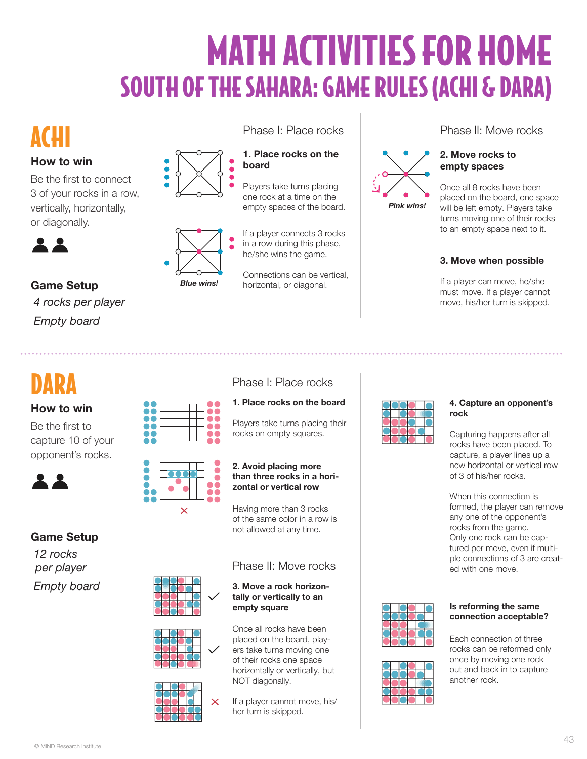# MATH ACTIVITIES FOR HOME

## SOUTH OF THE SAHARA: GAME RULES (ACHI & DARA)

## ACHI

### How to win

Be the first to connect 3 of your rocks in a row, vertically, horizontally, or diagonally.

### Game Setup

*4 rocks per player*

*Empty board*

### Phase I: Place rocks

**1. Place rocks on the board**

Players take turns placing one rock at a time on the empty spaces of the board.

If a player connects 3 rocks in a row during this phase, he/she wins the game.

Connections can be vertical, horizontal, or diagonal.

***Blue wins!***

### Phase II: Move rocks

**2. Move rocks to empty spaces**

Once all 8 rocks have been placed on the board, one space will be left empty. Players take turns moving one of their rocks to an empty space next to it.

***Pink wins!***

**3. Move when possible**

If a player can move, he/she must move. If a player cannot move, his/her turn is skipped.

## DARA

### How to win

Be the first to capture 10 of your opponent's rocks.

### Game Setup

*12 rocks per player*

*Empty board*

### Phase I: Place rocks

**1. Place rocks on the board**

Players take turns placing their rocks on empty squares.

**2. Avoid placing more than three rocks in a horizontal or vertical row**

Having more than 3 rocks of the same color in a row is not allowed at any time.

### Phase II: Move rocks

**3. Move a rock horizontally or vertically to an empty square**

Once all rocks have been placed on the board, players take turns moving one of their rocks one space horizontally or vertically, but NOT diagonally.

If a player cannot move, his/her turn is skipped.

**4. Capture an opponent's rock**

Capturing happens after all rocks have been placed. To capture, a player lines up a new horizontal or vertical row of 3 of his/her rocks.

When this connection is formed, the player can remove any one of the opponent's rocks from the game. Only one rock can be captured per move, even if multiple connections of 3 are created with one move.

**Is reforming the same connection acceptable?**

Each connection of three rocks can be reformed only once by moving one rock out and back in to capture another rock.

© MIND Research Institute